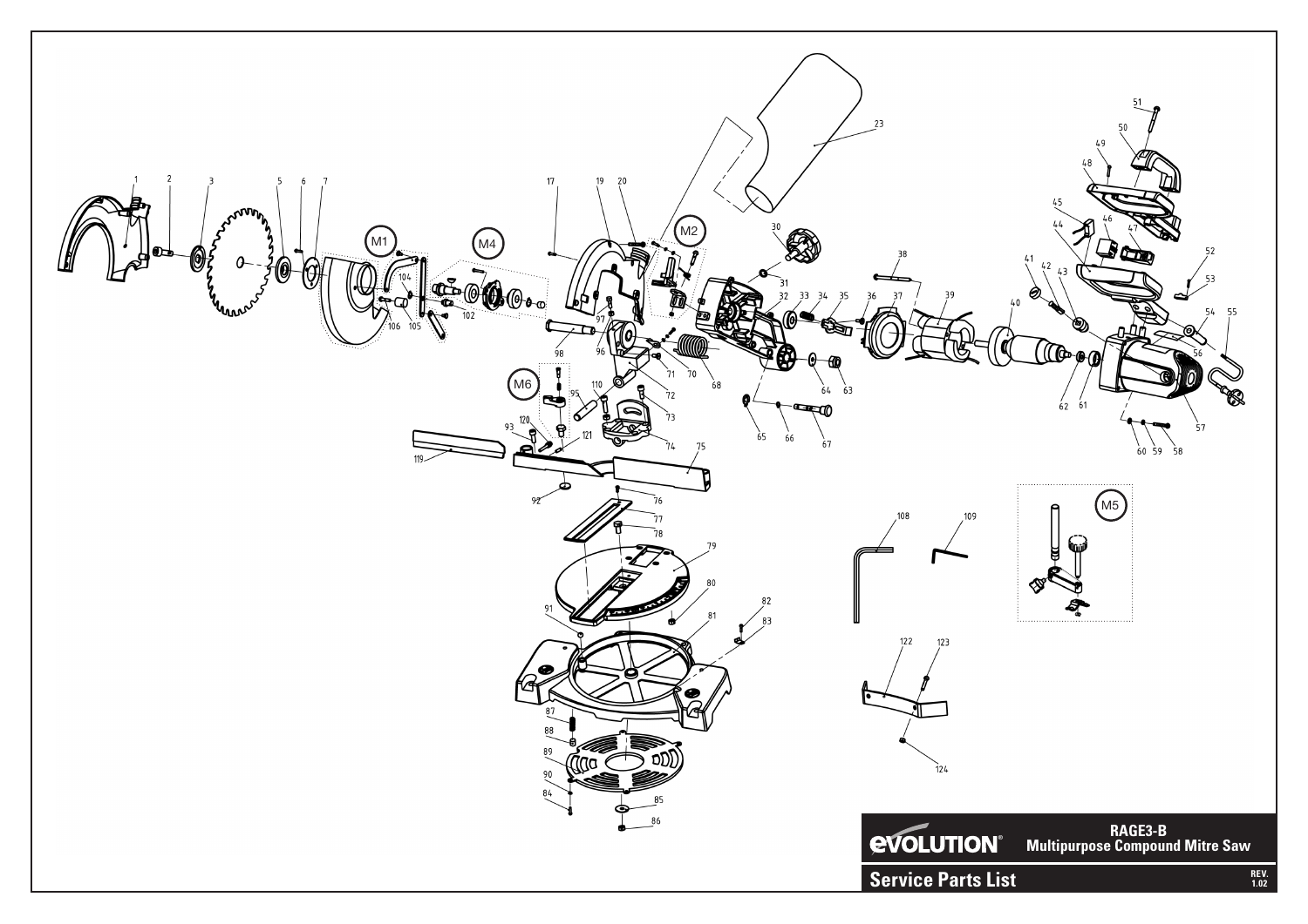**eVOLUTION®**

**RAGE3-B**
**Multipurpose Compound Mitre Saw**

## Service Parts List

REV. 1.02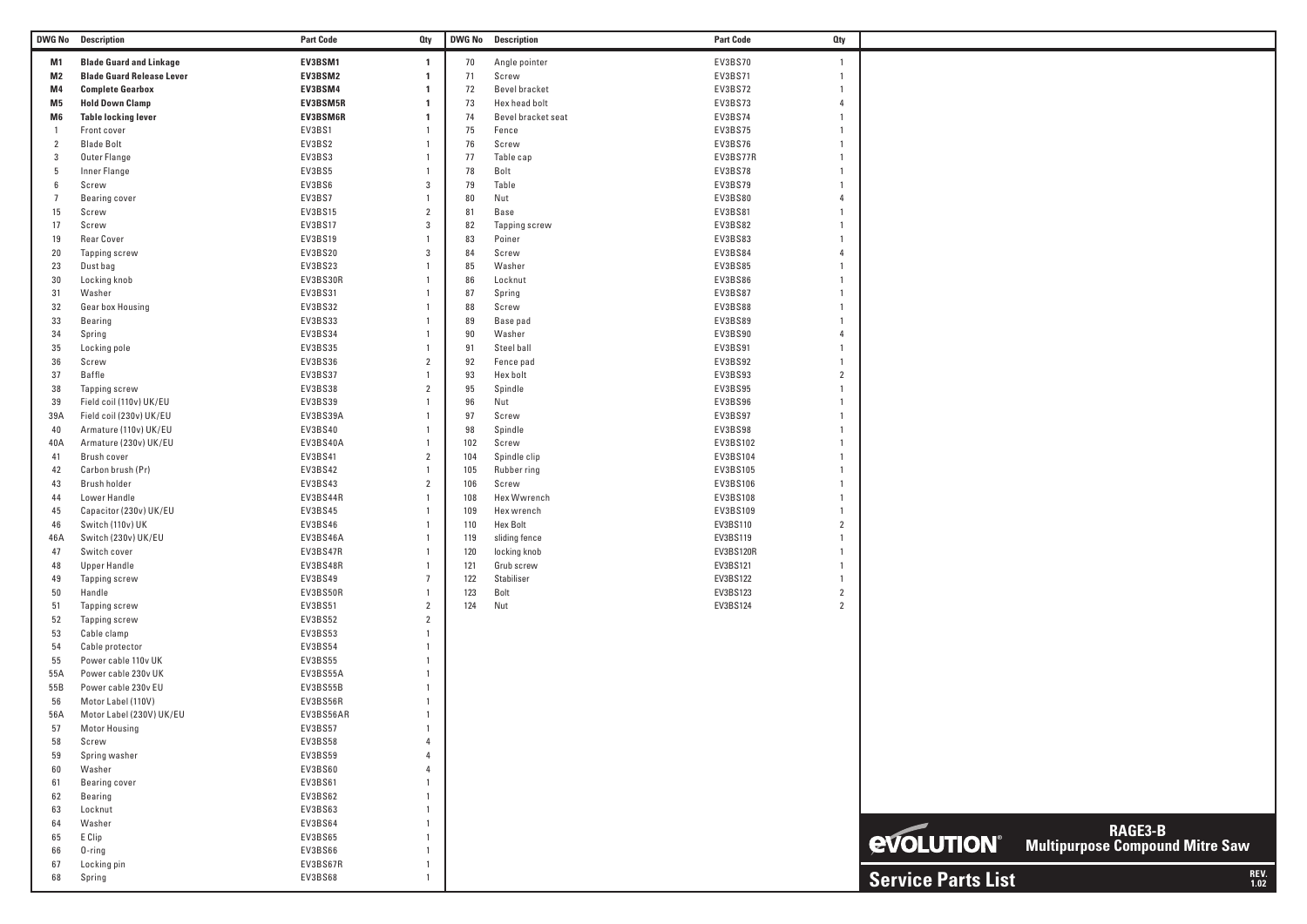# RAGE3-B Multipurpose Compound Mitre Saw

## Service Parts List

REV. 1.02

| DWG No | Description | Part Code | Qty |
|---|---|---|---|
| **M1** | **Blade Guard and Linkage** | **EV3BSM1** | **1** |
| **M2** | **Blade Guard Release Lever** | **EV3BSM2** | **1** |
| **M4** | **Complete Gearbox** | **EV3BSM4** | **1** |
| **M5** | **Hold Down Clamp** | **EV3BSM5R** | **1** |
| **M6** | **Table locking lever** | **EV3BSM6R** | **1** |
| 1 | Front cover | EV3BS1 | 1 |
| 2 | Blade Bolt | EV3BS2 | 1 |
| 3 | Outer Flange | EV3BS3 | 1 |
| 5 | Inner Flange | EV3BS5 | 1 |
| 6 | Screw | EV3BS6 | 3 |
| 7 | Bearing cover | EV3BS7 | 1 |
| 15 | Screw | EV3BS15 | 2 |
| 17 | Screw | EV3BS17 | 3 |
| 19 | Rear Cover | EV3BS19 | 1 |
| 20 | Tapping screw | EV3BS20 | 3 |
| 23 | Dust bag | EV3BS23 | 1 |
| 30 | Locking knob | EV3BS30R | 1 |
| 31 | Washer | EV3BS31 | 1 |
| 32 | Gear box Housing | EV3BS32 | 1 |
| 33 | Bearing | EV3BS33 | 1 |
| 34 | Spring | EV3BS34 | 1 |
| 35 | Locking pole | EV3BS35 | 1 |
| 36 | Screw | EV3BS36 | 2 |
| 37 | Baffle | EV3BS37 | 1 |
| 38 | Tapping screw | EV3BS38 | 2 |
| 39 | Field coil (110v) UK/EU | EV3BS39 | 1 |
| 39A | Field coil (230v) UK/EU | EV3BS39A | 1 |
| 40 | Armature (110v) UK/EU | EV3BS40 | 1 |
| 40A | Armature (230v) UK/EU | EV3BS40A | 1 |
| 41 | Brush cover | EV3BS41 | 2 |
| 42 | Carbon brush (Pr) | EV3BS42 | 1 |
| 43 | Brush holder | EV3BS43 | 2 |
| 44 | Lower Handle | EV3BS44R | 1 |
| 45 | Capacitor (230v) UK/EU | EV3BS45 | 1 |
| 46 | Switch (110v) UK | EV3BS46 | 1 |
| 46A | Switch (230v) UK/EU | EV3BS46A | 1 |
| 47 | Switch cover | EV3BS47R | 1 |
| 48 | Upper Handle | EV3BS48R | 1 |
| 49 | Tapping screw | EV3BS49 | 7 |
| 50 | Handle | EV3BS50R | 1 |
| 51 | Tapping screw | EV3BS51 | 2 |
| 52 | Tapping screw | EV3BS52 | 2 |
| 53 | Cable clamp | EV3BS53 | 1 |
| 54 | Cable protector | EV3BS54 | 1 |
| 55 | Power cable 110v UK | EV3BS55 | 1 |
| 55A | Power cable 230v UK | EV3BS55A | 1 |
| 55B | Power cable 230v EU | EV3BS55B | 1 |
| 56 | Motor Label (110V) | EV3BS56R | 1 |
| 56A | Motor Label (230V) UK/EU | EV3BS56AR | 1 |
| 57 | Motor Housing | EV3BS57 | 1 |
| 58 | Screw | EV3BS58 | 4 |
| 59 | Spring washer | EV3BS59 | 4 |
| 60 | Washer | EV3BS60 | 4 |
| 61 | Bearing cover | EV3BS61 | 1 |
| 62 | Bearing | EV3BS62 | 1 |
| 63 | Locknut | EV3BS63 | 1 |
| 64 | Washer | EV3BS64 | 1 |
| 65 | E Clip | EV3BS65 | 1 |
| 66 | O-ring | EV3BS66 | 1 |
| 67 | Locking pin | EV3BS67R | 1 |
| 68 | Spring | EV3BS68 | 1 |
| 70 | Angle pointer | EV3BS70 | 1 |
| 71 | Screw | EV3BS71 | 1 |
| 72 | Bevel bracket | EV3BS72 | 1 |
| 73 | Hex head bolt | EV3BS73 | 4 |
| 74 | Bevel bracket seat | EV3BS74 | 1 |
| 75 | Fence | EV3BS75 | 1 |
| 76 | Screw | EV3BS76 | 1 |
| 77 | Table cap | EV3BS77R | 1 |
| 78 | Bolt | EV3BS78 | 1 |
| 79 | Table | EV3BS79 | 1 |
| 80 | Nut | EV3BS80 | 4 |
| 81 | Base | EV3BS81 | 1 |
| 82 | Tapping screw | EV3BS82 | 1 |
| 83 | Poiner | EV3BS83 | 1 |
| 84 | Screw | EV3BS84 | 4 |
| 85 | Washer | EV3BS85 | 1 |
| 86 | Locknut | EV3BS86 | 1 |
| 87 | Spring | EV3BS87 | 1 |
| 88 | Screw | EV3BS88 | 1 |
| 89 | Base pad | EV3BS89 | 1 |
| 90 | Washer | EV3BS90 | 4 |
| 91 | Steel ball | EV3BS91 | 1 |
| 92 | Fence pad | EV3BS92 | 1 |
| 93 | Hex bolt | EV3BS93 | 2 |
| 95 | Spindle | EV3BS95 | 1 |
| 96 | Nut | EV3BS96 | 1 |
| 97 | Screw | EV3BS97 | 1 |
| 98 | Spindle | EV3BS98 | 1 |
| 102 | Screw | EV3BS102 | 1 |
| 104 | Spindle clip | EV3BS104 | 1 |
| 105 | Rubber ring | EV3BS105 | 1 |
| 106 | Screw | EV3BS106 | 1 |
| 108 | Hex Wwrench | EV3BS108 | 1 |
| 109 | Hex wrench | EV3BS109 | 1 |
| 110 | Hex Bolt | EV3BS110 | 2 |
| 119 | sliding fence | EV3BS119 | 1 |
| 120 | locking knob | EV3BS120R | 1 |
| 121 | Grub screw | EV3BS121 | 1 |
| 122 | Stabiliser | EV3BS122 | 1 |
| 123 | Bolt | EV3BS123 | 2 |
| 124 | Nut | EV3BS124 | 2 |

EVOLUTION®